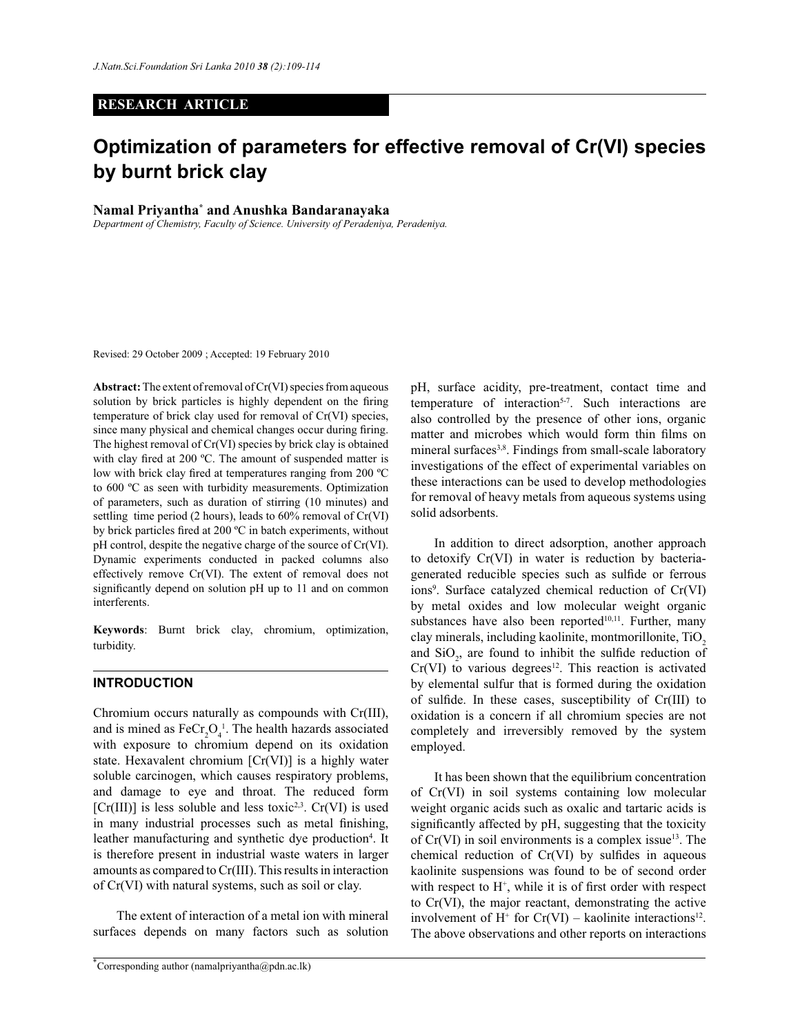**RESEARCH ARTICLE**

# Optimization of parameters for effective removal of Cr(VI) species by burnt brick clay

**Namal Priyantha*** **and Anushka Bandaranayaka**

*Department of Chemistry, Faculty of Science. University of Peradeniya, Peradeniya.*

Revised: 29 October 2009 ; Accepted: 19 February 2010

**Abstract:** The extent of removal of Cr(VI) species from aqueous solution by brick particles is highly dependent on the firing temperature of brick clay used for removal of Cr(VI) species, since many physical and chemical changes occur during firing. The highest removal of Cr(VI) species by brick clay is obtained with clay fired at 200 ºC. The amount of suspended matter is low with brick clay fired at temperatures ranging from 200 ºC to 600 ºC as seen with turbidity measurements. Optimization of parameters, such as duration of stirring (10 minutes) and settling time period (2 hours), leads to 60% removal of Cr(VI) by brick particles fired at 200 ºC in batch experiments, without pH control, despite the negative charge of the source of Cr(VI). Dynamic experiments conducted in packed columns also effectively remove Cr(VI). The extent of removal does not significantly depend on solution pH up to 11 and on common interferents.

**Keywords**: Burnt brick clay, chromium, optimization, turbidity.

## INTRODUCTION

Chromium occurs naturally as compounds with Cr(III), and is mined as $FeCr_2O_4$[1]. The health hazards associated with exposure to chromium depend on its oxidation state. Hexavalent chromium [Cr(VI)] is a highly water soluble carcinogen, which causes respiratory problems, and damage to eye and throat. The reduced form [Cr(III)] is less soluble and less toxic[2,3]. Cr(VI) is used in many industrial processes such as metal finishing, leather manufacturing and synthetic dye production[4]. It is therefore present in industrial waste waters in larger amounts as compared to Cr(III). This results in interaction of Cr(VI) with natural systems, such as soil or clay.

The extent of interaction of a metal ion with mineral surfaces depends on many factors such as solution pH, surface acidity, pre-treatment, contact time and temperature of interaction[5-7]. Such interactions are also controlled by the presence of other ions, organic matter and microbes which would form thin films on mineral surfaces[3,8]. Findings from small-scale laboratory investigations of the effect of experimental variables on these interactions can be used to develop methodologies for removal of heavy metals from aqueous systems using solid adsorbents.

In addition to direct adsorption, another approach to detoxify Cr(VI) in water is reduction by bacteria-generated reducible species such as sulfide or ferrous ions[9]. Surface catalyzed chemical reduction of Cr(VI) by metal oxides and low molecular weight organic substances have also been reported[10,11]. Further, many clay minerals, including kaolinite, montmorillonite, $TiO_2$ and $SiO_2$, are found to inhibit the sulfide reduction of Cr(VI) to various degrees[12]. This reaction is activated by elemental sulfur that is formed during the oxidation of sulfide. In these cases, susceptibility of Cr(III) to oxidation is a concern if all chromium species are not completely and irreversibly removed by the system employed.

It has been shown that the equilibrium concentration of Cr(VI) in soil systems containing low molecular weight organic acids such as oxalic and tartaric acids is significantly affected by pH, suggesting that the toxicity of Cr(VI) in soil environments is a complex issue[13]. The chemical reduction of Cr(VI) by sulfides in aqueous kaolinite suspensions was found to be of second order with respect to $H^+$, while it is of first order with respect to Cr(VI), the major reactant, demonstrating the active involvement of $H^+$ for Cr(VI) – kaolinite interactions[12]. The above observations and other reports on interactions

*Corresponding author (namalpriyantha@pdn.ac.lk)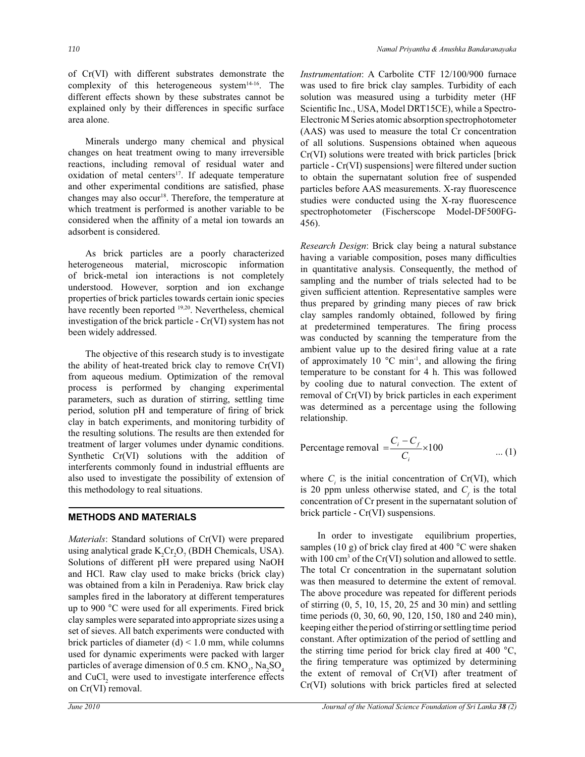of Cr(VI) with different substrates demonstrate the complexity of this heterogeneous system[14-16]. The different effects shown by these substrates cannot be explained only by their differences in specific surface area alone.

Minerals undergo many chemical and physical changes on heat treatment owing to many irreversible reactions, including removal of residual water and oxidation of metal centers[17]. If adequate temperature and other experimental conditions are satisfied, phase changes may also occur[18]. Therefore, the temperature at which treatment is performed is another variable to be considered when the affinity of a metal ion towards an adsorbent is considered.

As brick particles are a poorly characterized heterogeneous material, microscopic information of brick-metal ion interactions is not completely understood. However, sorption and ion exchange properties of brick particles towards certain ionic species have recently been reported [19,20]. Nevertheless, chemical investigation of the brick particle - Cr(VI) system has not been widely addressed.

The objective of this research study is to investigate the ability of heat-treated brick clay to remove Cr(VI) from aqueous medium. Optimization of the removal process is performed by changing experimental parameters, such as duration of stirring, settling time period, solution pH and temperature of firing of brick clay in batch experiments, and monitoring turbidity of the resulting solutions. The results are then extended for treatment of larger volumes under dynamic conditions. Synthetic Cr(VI) solutions with the addition of interferents commonly found in industrial effluents are also used to investigate the possibility of extension of this methodology to real situations.

## METHODS AND MATERIALS

*Materials*: Standard solutions of Cr(VI) were prepared using analytical grade $K_2Cr_2O_7$ (BDH Chemicals, USA). Solutions of different pH were prepared using NaOH and HCl. Raw clay used to make bricks (brick clay) was obtained from a kiln in Peradeniya. Raw brick clay samples fired in the laboratory at different temperatures up to 900 °C were used for all experiments. Fired brick clay samples were separated into appropriate sizes using a set of sieves. All batch experiments were conducted with brick particles of diameter (d) < 1.0 mm, while columns used for dynamic experiments were packed with larger particles of average dimension of 0.5 cm. $KNO_3$, $Na_2SO_4$ and $CuCl_2$ were used to investigate interference effects on Cr(VI) removal.

*Instrumentation*: A Carbolite CTF 12/100/900 furnace was used to fire brick clay samples. Turbidity of each solution was measured using a turbidity meter (HF Scientific Inc., USA, Model DRT15CE), while a Spectro-Electronic M Series atomic absorption spectrophotometer (AAS) was used to measure the total Cr concentration of all solutions. Suspensions obtained when aqueous Cr(VI) solutions were treated with brick particles [brick particle - Cr(VI) suspensions] were filtered under suction to obtain the supernatant solution free of suspended particles before AAS measurements. X-ray fluorescence studies were conducted using the X-ray fluorescence spectrophotometer (Fischerscope Model-DF500FG-456).

*Research Design*: Brick clay being a natural substance having a variable composition, poses many difficulties in quantitative analysis. Consequently, the method of sampling and the number of trials selected had to be given sufficient attention. Representative samples were thus prepared by grinding many pieces of raw brick clay samples randomly obtained, followed by firing at predetermined temperatures. The firing process was conducted by scanning the temperature from the ambient value up to the desired firing value at a rate of approximately 10 °C min$^{-1}$, and allowing the firing temperature to be constant for 4 h. This was followed by cooling due to natural convection. The extent of removal of Cr(VI) by brick particles in each experiment was determined as a percentage using the following relationship.

$$\text{Percentage removal} = \frac{C_i - C_f}{C_i} \times 100 \qquad \text{... (1)}$$

where $C_i$ is the initial concentration of Cr(VI), which is 20 ppm unless otherwise stated, and $C_f$ is the total concentration of Cr present in the supernatant solution of brick particle - Cr(VI) suspensions.

In order to investigate equilibrium properties, samples (10 g) of brick clay fired at 400 °C were shaken with 100 cm$^3$ of the Cr(VI) solution and allowed to settle. The total Cr concentration in the supernatant solution was then measured to determine the extent of removal. The above procedure was repeated for different periods of stirring (0, 5, 10, 15, 20, 25 and 30 min) and settling time periods (0, 30, 60, 90, 120, 150, 180 and 240 min), keeping either the period of stirring or settling time period constant. After optimization of the period of settling and the stirring time period for brick clay fired at 400 °C, the firing temperature was optimized by determining the extent of removal of Cr(VI) after treatment of Cr(VI) solutions with brick particles fired at selected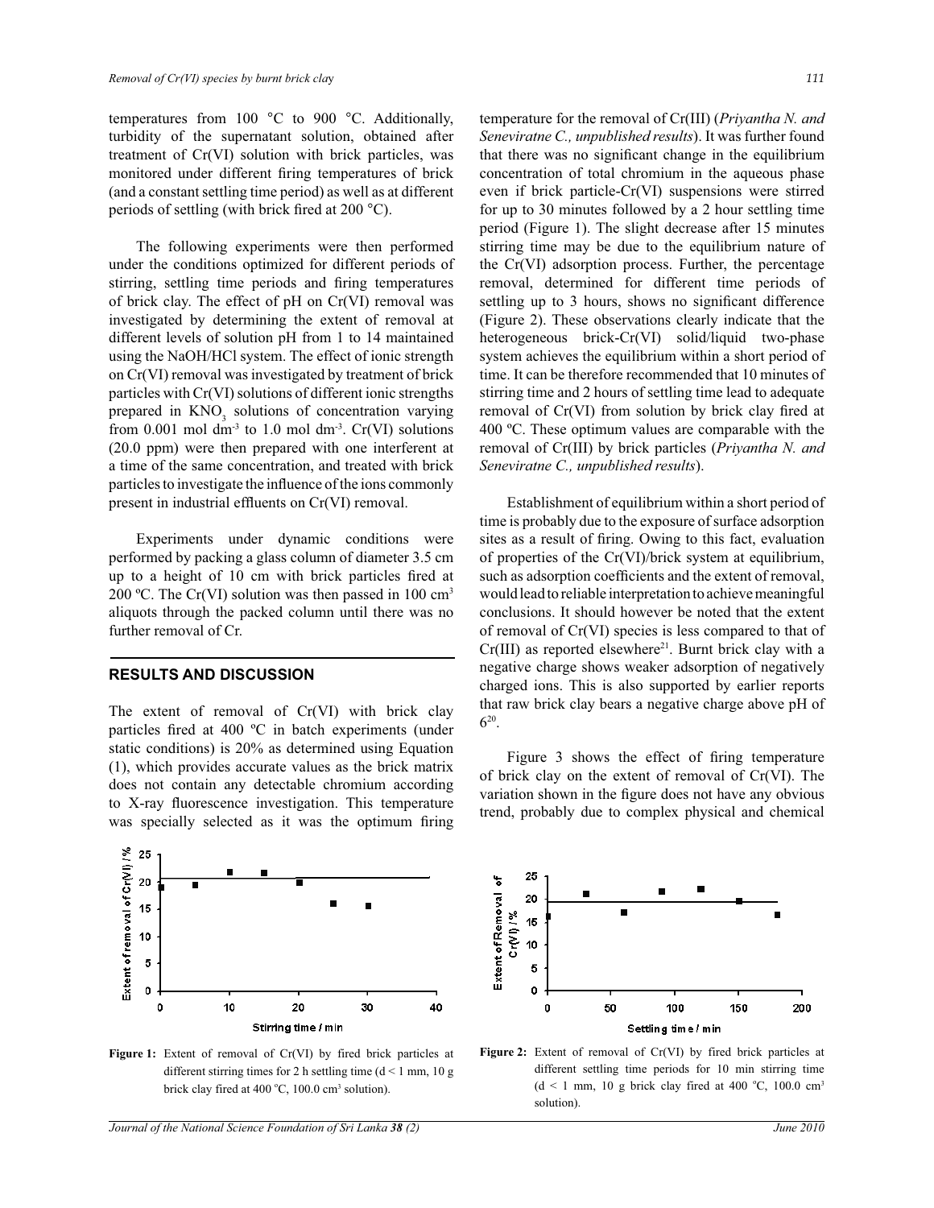temperatures from 100 °C to 900 °C. Additionally, turbidity of the supernatant solution, obtained after treatment of Cr(VI) solution with brick particles, was monitored under different firing temperatures of brick (and a constant settling time period) as well as at different periods of settling (with brick fired at 200 °C).

The following experiments were then performed under the conditions optimized for different periods of stirring, settling time periods and firing temperatures of brick clay. The effect of pH on Cr(VI) removal was investigated by determining the extent of removal at different levels of solution pH from 1 to 14 maintained using the NaOH/HCl system. The effect of ionic strength on Cr(VI) removal was investigated by treatment of brick particles with Cr(VI) solutions of different ionic strengths prepared in $KNO_3$ solutions of concentration varying from 0.001 mol dm$^{-3}$ to 1.0 mol dm$^{-3}$. Cr(VI) solutions (20.0 ppm) were then prepared with one interferent at a time of the same concentration, and treated with brick particles to investigate the influence of the ions commonly present in industrial effluents on Cr(VI) removal.

Experiments under dynamic conditions were performed by packing a glass column of diameter 3.5 cm up to a height of 10 cm with brick particles fired at 200 ºC. The Cr(VI) solution was then passed in 100 cm$^3$ aliquots through the packed column until there was no further removal of Cr.

## RESULTS AND DISCUSSION

The extent of removal of Cr(VI) with brick clay particles fired at 400 ºC in batch experiments (under static conditions) is 20% as determined using Equation (1), which provides accurate values as the brick matrix does not contain any detectable chromium according to X-ray fluorescence investigation. This temperature was specially selected as it was the optimum firing temperature for the removal of Cr(III) (*Priyantha N. and Seneviratne C., unpublished results*). It was further found that there was no significant change in the equilibrium concentration of total chromium in the aqueous phase even if brick particle-Cr(VI) suspensions were stirred for up to 30 minutes followed by a 2 hour settling time period (Figure 1). The slight decrease after 15 minutes stirring time may be due to the equilibrium nature of the Cr(VI) adsorption process. Further, the percentage removal, determined for different time periods of settling up to 3 hours, shows no significant difference (Figure 2). These observations clearly indicate that the heterogeneous brick-Cr(VI) solid/liquid two-phase system achieves the equilibrium within a short period of time. It can be therefore recommended that 10 minutes of stirring time and 2 hours of settling time lead to adequate removal of Cr(VI) from solution by brick clay fired at 400 ºC. These optimum values are comparable with the removal of Cr(III) by brick particles (*Priyantha N. and Seneviratne C., unpublished results*).

Establishment of equilibrium within a short period of time is probably due to the exposure of surface adsorption sites as a result of firing. Owing to this fact, evaluation of properties of the Cr(VI)/brick system at equilibrium, such as adsorption coefficients and the extent of removal, would lead to reliable interpretation to achieve meaningful conclusions. It should however be noted that the extent of removal of Cr(VI) species is less compared to that of Cr(III) as reported elsewhere[21]. Burnt brick clay with a negative charge shows weaker adsorption of negatively charged ions. This is also supported by earlier reports that raw brick clay bears a negative charge above pH of 6[20].

Figure 3 shows the effect of firing temperature of brick clay on the extent of removal of Cr(VI). The variation shown in the figure does not have any obvious trend, probably due to complex physical and chemical

**Figure 1:** Extent of removal of Cr(VI) by fired brick particles at different stirring times for 2 h settling time (d < 1 mm, 10 g brick clay fired at 400 °C, 100.0 cm$^3$ solution).

**Figure 2:** Extent of removal of Cr(VI) by fired brick particles at different settling time periods for 10 min stirring time (d < 1 mm, 10 g brick clay fired at 400 °C, 100.0 cm$^3$ solution).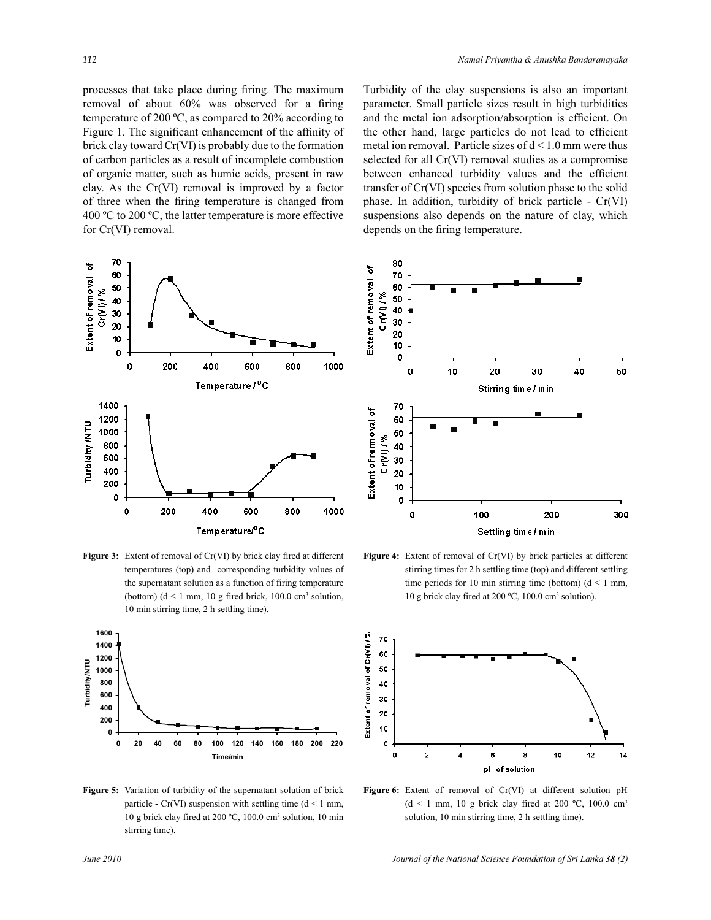processes that take place during firing. The maximum removal of about 60% was observed for a firing temperature of 200 ºC, as compared to 20% according to Figure 1. The significant enhancement of the affinity of brick clay toward Cr(VI) is probably due to the formation of carbon particles as a result of incomplete combustion of organic matter, such as humic acids, present in raw clay. As the Cr(VI) removal is improved by a factor of three when the firing temperature is changed from 400 ºC to 200 ºC, the latter temperature is more effective for Cr(VI) removal.

Turbidity of the clay suspensions is also an important parameter. Small particle sizes result in high turbidities and the metal ion adsorption/absorption is efficient. On the other hand, large particles do not lead to efficient metal ion removal. Particle sizes of d < 1.0 mm were thus selected for all Cr(VI) removal studies as a compromise between enhanced turbidity values and the efficient transfer of Cr(VI) species from solution phase to the solid phase. In addition, turbidity of brick particle - Cr(VI) suspensions also depends on the nature of clay, which depends on the firing temperature.

**Figure 3:** Extent of removal of Cr(VI) by brick clay fired at different temperatures (top) and corresponding turbidity values of the supernatant solution as a function of firing temperature (bottom) (d < 1 mm, 10 g fired brick, 100.0 $cm^3$ solution, 10 min stirring time, 2 h settling time).

**Figure 4:** Extent of removal of Cr(VI) by brick particles at different stirring times for 2 h settling time (top) and different settling time periods for 10 min stirring time (bottom) (d < 1 mm, 10 g brick clay fired at 200 ºC, 100.0 $cm^3$ solution).

**Figure 5:** Variation of turbidity of the supernatant solution of brick particle - Cr(VI) suspension with settling time (d < 1 mm, 10 g brick clay fired at 200 ºC, 100.0 $cm^3$ solution, 10 min stirring time).

**Figure 6:** Extent of removal of Cr(VI) at different solution pH (d < 1 mm, 10 g brick clay fired at 200 ºC, 100.0 $cm^3$ solution, 10 min stirring time, 2 h settling time).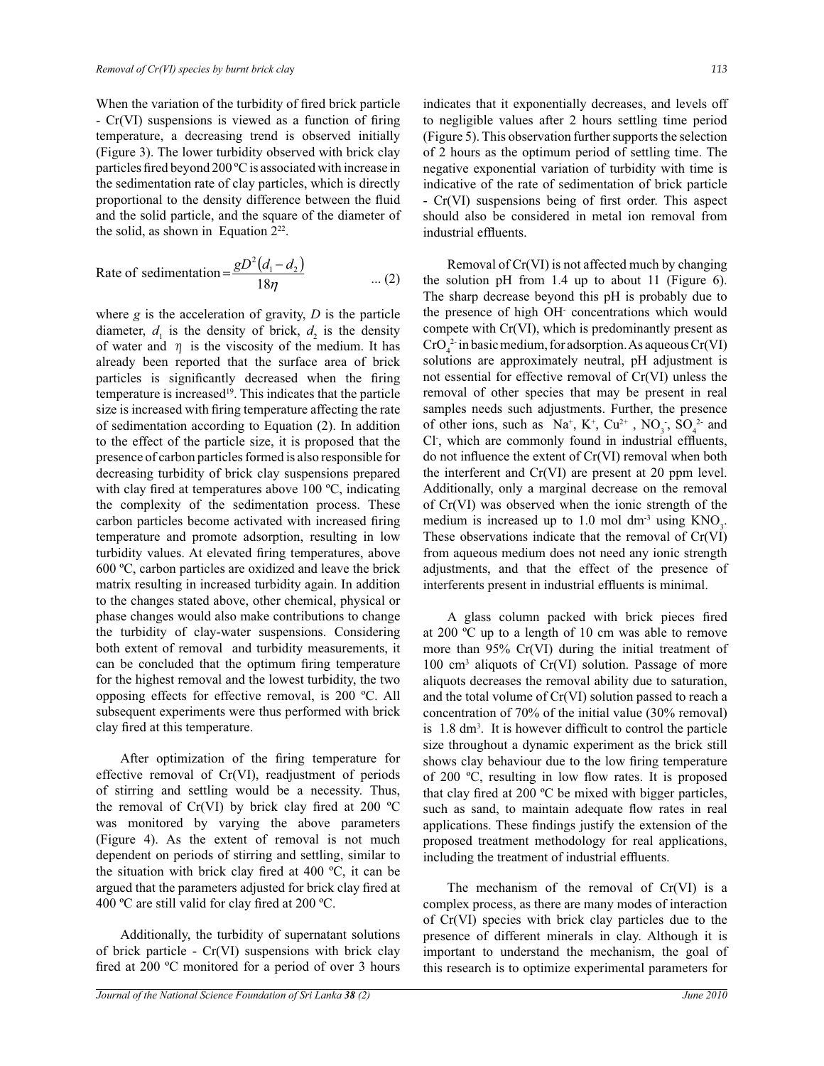When the variation of the turbidity of fired brick particle - Cr(VI) suspensions is viewed as a function of firing temperature, a decreasing trend is observed initially (Figure 3). The lower turbidity observed with brick clay particles fired beyond 200 ºC is associated with increase in the sedimentation rate of clay particles, which is directly proportional to the density difference between the fluid and the solid particle, and the square of the diameter of the solid, as shown in Equation 2[22].

$$\text{Rate of sedimentation} = \frac{gD^2(d_1 - d_2)}{18\eta} \qquad \text{... (2)}$$

where $g$ is the acceleration of gravity, $D$ is the particle diameter, $d_1$ is the density of brick, $d_2$ is the density of water and $\eta$ is the viscosity of the medium. It has already been reported that the surface area of brick particles is significantly decreased when the firing temperature is increased[19]. This indicates that the particle size is increased with firing temperature affecting the rate of sedimentation according to Equation (2). In addition to the effect of the particle size, it is proposed that the presence of carbon particles formed is also responsible for decreasing turbidity of brick clay suspensions prepared with clay fired at temperatures above 100 ºC, indicating the complexity of the sedimentation process. These carbon particles become activated with increased firing temperature and promote adsorption, resulting in low turbidity values. At elevated firing temperatures, above 600 ºC, carbon particles are oxidized and leave the brick matrix resulting in increased turbidity again. In addition to the changes stated above, other chemical, physical or phase changes would also make contributions to change the turbidity of clay-water suspensions. Considering both extent of removal and turbidity measurements, it can be concluded that the optimum firing temperature for the highest removal and the lowest turbidity, the two opposing effects for effective removal, is 200 ºC. All subsequent experiments were thus performed with brick clay fired at this temperature.

After optimization of the firing temperature for effective removal of Cr(VI), readjustment of periods of stirring and settling would be a necessity. Thus, the removal of Cr(VI) by brick clay fired at 200 ºC was monitored by varying the above parameters (Figure 4). As the extent of removal is not much dependent on periods of stirring and settling, similar to the situation with brick clay fired at 400 ºC, it can be argued that the parameters adjusted for brick clay fired at 400 ºC are still valid for clay fired at 200 ºC.

Additionally, the turbidity of supernatant solutions of brick particle - Cr(VI) suspensions with brick clay fired at 200 ºC monitored for a period of over 3 hours indicates that it exponentially decreases, and levels off to negligible values after 2 hours settling time period (Figure 5). This observation further supports the selection of 2 hours as the optimum period of settling time. The negative exponential variation of turbidity with time is indicative of the rate of sedimentation of brick particle - Cr(VI) suspensions being of first order. This aspect should also be considered in metal ion removal from industrial effluents.

Removal of Cr(VI) is not affected much by changing the solution pH from 1.4 up to about 11 (Figure 6). The sharp decrease beyond this pH is probably due to the presence of high $OH^-$ concentrations which would compete with Cr(VI), which is predominantly present as $CrO_4^{2-}$ in basic medium, for adsorption. As aqueous Cr(VI) solutions are approximately neutral, pH adjustment is not essential for effective removal of Cr(VI) unless the removal of other species that may be present in real samples needs such adjustments. Further, the presence of other ions, such as $Na^+$, $K^+$, $Cu^{2+}$, $NO_3^-$, $SO_4^{2-}$ and $Cl^-$, which are commonly found in industrial effluents, do not influence the extent of Cr(VI) removal when both the interferent and Cr(VI) are present at 20 ppm level. Additionally, only a marginal decrease on the removal of Cr(VI) was observed when the ionic strength of the medium is increased up to 1.0 mol $dm^{-3}$ using $KNO_3$. These observations indicate that the removal of Cr(VI) from aqueous medium does not need any ionic strength adjustments, and that the effect of the presence of interferents present in industrial effluents is minimal.

A glass column packed with brick pieces fired at 200 ºC up to a length of 10 cm was able to remove more than 95% Cr(VI) during the initial treatment of 100 $cm^3$ aliquots of Cr(VI) solution. Passage of more aliquots decreases the removal ability due to saturation, and the total volume of Cr(VI) solution passed to reach a concentration of 70% of the initial value (30% removal) is 1.8 $dm^3$. It is however difficult to control the particle size throughout a dynamic experiment as the brick still shows clay behaviour due to the low firing temperature of 200 ºC, resulting in low flow rates. It is proposed that clay fired at 200 ºC be mixed with bigger particles, such as sand, to maintain adequate flow rates in real applications. These findings justify the extension of the proposed treatment methodology for real applications, including the treatment of industrial effluents.

The mechanism of the removal of Cr(VI) is a complex process, as there are many modes of interaction of Cr(VI) species with brick clay particles due to the presence of different minerals in clay. Although it is important to understand the mechanism, the goal of this research is to optimize experimental parameters for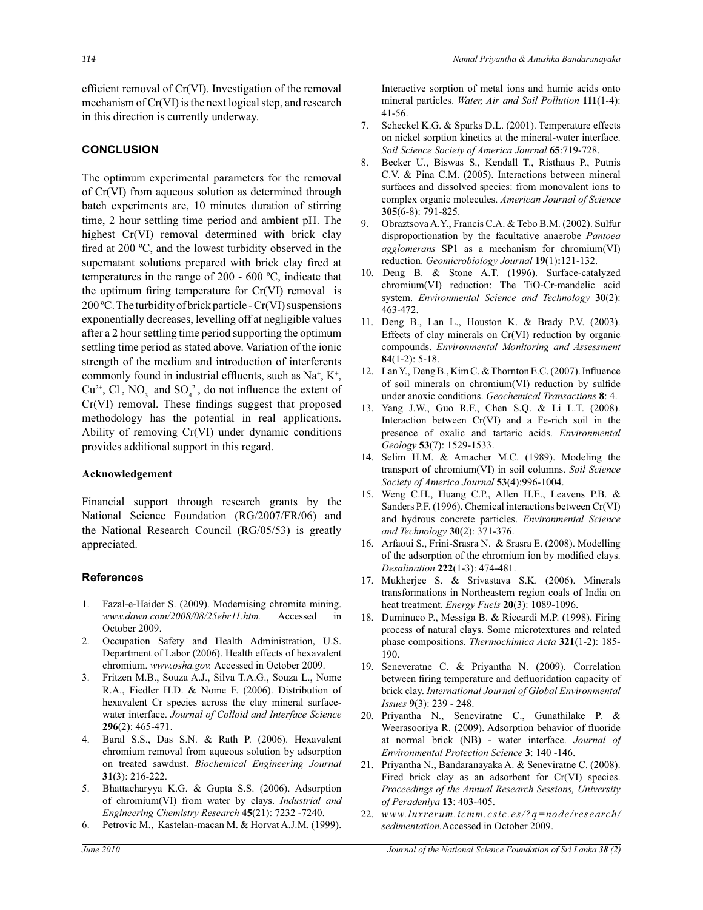efficient removal of Cr(VI). Investigation of the removal mechanism of Cr(VI) is the next logical step, and research in this direction is currently underway.

## CONCLUSION

The optimum experimental parameters for the removal of Cr(VI) from aqueous solution as determined through batch experiments are, 10 minutes duration of stirring time, 2 hour settling time period and ambient pH. The highest Cr(VI) removal determined with brick clay fired at 200 ºC, and the lowest turbidity observed in the supernatant solutions prepared with brick clay fired at temperatures in the range of 200 - 600 ºC, indicate that the optimum firing temperature for Cr(VI) removal is 200 ºC. The turbidity of brick particle - Cr(VI) suspensions exponentially decreases, levelling off at negligible values after a 2 hour settling time period supporting the optimum settling time period as stated above. Variation of the ionic strength of the medium and introduction of interferents commonly found in industrial effluents, such as $Na^+$, $K^+$, $Cu^{2+}$, $Cl^-$, $NO_3^-$ and $SO_4^{2-}$, do not influence the extent of Cr(VI) removal. These findings suggest that proposed methodology has the potential in real applications. Ability of removing Cr(VI) under dynamic conditions provides additional support in this regard.

### Acknowledgement

Financial support through research grants by the National Science Foundation (RG/2007/FR/06) and the National Research Council (RG/05/53) is greatly appreciated.

## References

1. Fazal-e-Haider S. (2009). Modernising chromite mining. *www.dawn.com/2008/08/25ebr11.htm.* Accessed in October 2009.
2. Occupation Safety and Health Administration, U.S. Department of Labor (2006). Health effects of hexavalent chromium. *www.osha.gov.* Accessed in October 2009.
3. Fritzen M.B., Souza A.J., Silva T.A.G., Souza L., Nome R.A., Fiedler H.D. & Nome F. (2006). Distribution of hexavalent Cr species across the clay mineral surface-water interface. *Journal of Colloid and Interface Science* **296**(2): 465-471.
4. Baral S.S., Das S.N. & Rath P. (2006). Hexavalent chromium removal from aqueous solution by adsorption on treated sawdust. *Biochemical Engineering Journal* **31**(3): 216-222.
5. Bhattacharyya K.G. & Gupta S.S. (2006). Adsorption of chromium(VI) from water by clays. *Industrial and Engineering Chemistry Research* **45**(21): 7232 -7240.
6. Petrovic M., Kastelan-macan M. & Horvat A.J.M. (1999). Interactive sorption of metal ions and humic acids onto mineral particles. *Water, Air and Soil Pollution* **111**(1-4): 41-56.
7. Scheckel K.G. & Sparks D.L. (2001). Temperature effects on nickel sorption kinetics at the mineral-water interface. *Soil Science Society of America Journal* **65**:719-728.
8. Becker U., Biswas S., Kendall T., Risthaus P., Putnis C.V. & Pina C.M. (2005). Interactions between mineral surfaces and dissolved species: from monovalent ions to complex organic molecules. *American Journal of Science* **305**(6-8): 791-825.
9. Obraztsova A.Y., Francis C.A. & Tebo B.M. (2002). Sulfur disproportionation by the facultative anaerobe *Pantoea agglomerans* SP1 as a mechanism for chromium(VI) reduction. *Geomicrobiology Journal* **19**(1)**:**121-132.
10. Deng B. & Stone A.T. (1996). Surface-catalyzed chromium(VI) reduction: The TiO-Cr-mandelic acid system. *Environmental Science and Technology* **30**(2): 463-472.
11. Deng B., Lan L., Houston K. & Brady P.V. (2003). Effects of clay minerals on Cr(VI) reduction by organic compounds. *Environmental Monitoring and Assessment* **84**(1-2): 5-18.
12. Lan Y., Deng B., Kim C. & Thornton E.C. (2007). Influence of soil minerals on chromium(VI) reduction by sulfide under anoxic conditions. *Geochemical Transactions* **8**: 4.
13. Yang J.W., Guo R.F., Chen S.Q. & Li L.T. (2008). Interaction between Cr(VI) and a Fe-rich soil in the presence of oxalic and tartaric acids. *Environmental Geology* **53**(7): 1529-1533.
14. Selim H.M. & Amacher M.C. (1989). Modeling the transport of chromium(VI) in soil columns. *Soil Science Society of America Journal* **53**(4):996-1004.
15. Weng C.H., Huang C.P., Allen H.E., Leavens P.B. & Sanders P.F. (1996). Chemical interactions between Cr(VI) and hydrous concrete particles. *Environmental Science and Technology* **30**(2): 371-376.
16. Arfaoui S., Frini-Srasra N. & Srasra E. (2008). Modelling of the adsorption of the chromium ion by modified clays. *Desalination* **222**(1-3): 474-481.
17. Mukherjee S. & Srivastava S.K. (2006). Minerals transformations in Northeastern region coals of India on heat treatment. *Energy Fuels* **20**(3): 1089-1096.
18. Duminuco P., Messiga B. & Riccardi M.P. (1998). Firing process of natural clays. Some microtextures and related phase compositions. *Thermochimica Acta* **321**(1-2): 185-190.
19. Seneveratne C. & Priyantha N. (2009). Correlation between firing temperature and defluoridation capacity of brick clay. *International Journal of Global Environmental Issues* **9**(3): 239 - 248.
20. Priyantha N., Seneviratne C., Gunathilake P. & Weerasooriya R. (2009). Adsorption behavior of fluoride at normal brick (NB) - water interface. *Journal of Environmental Protection Science* **3**: 140 -146.
21. Priyantha N., Bandaranayaka A. & Seneviratne C. (2008). Fired brick clay as an adsorbent for Cr(VI) species. *Proceedings of the Annual Research Sessions, University of Peradeniya* **13**: 403-405.
22. *www.luxrerum.icmm.csic.es/?q=node/research/sedimentation.* Accessed in October 2009.